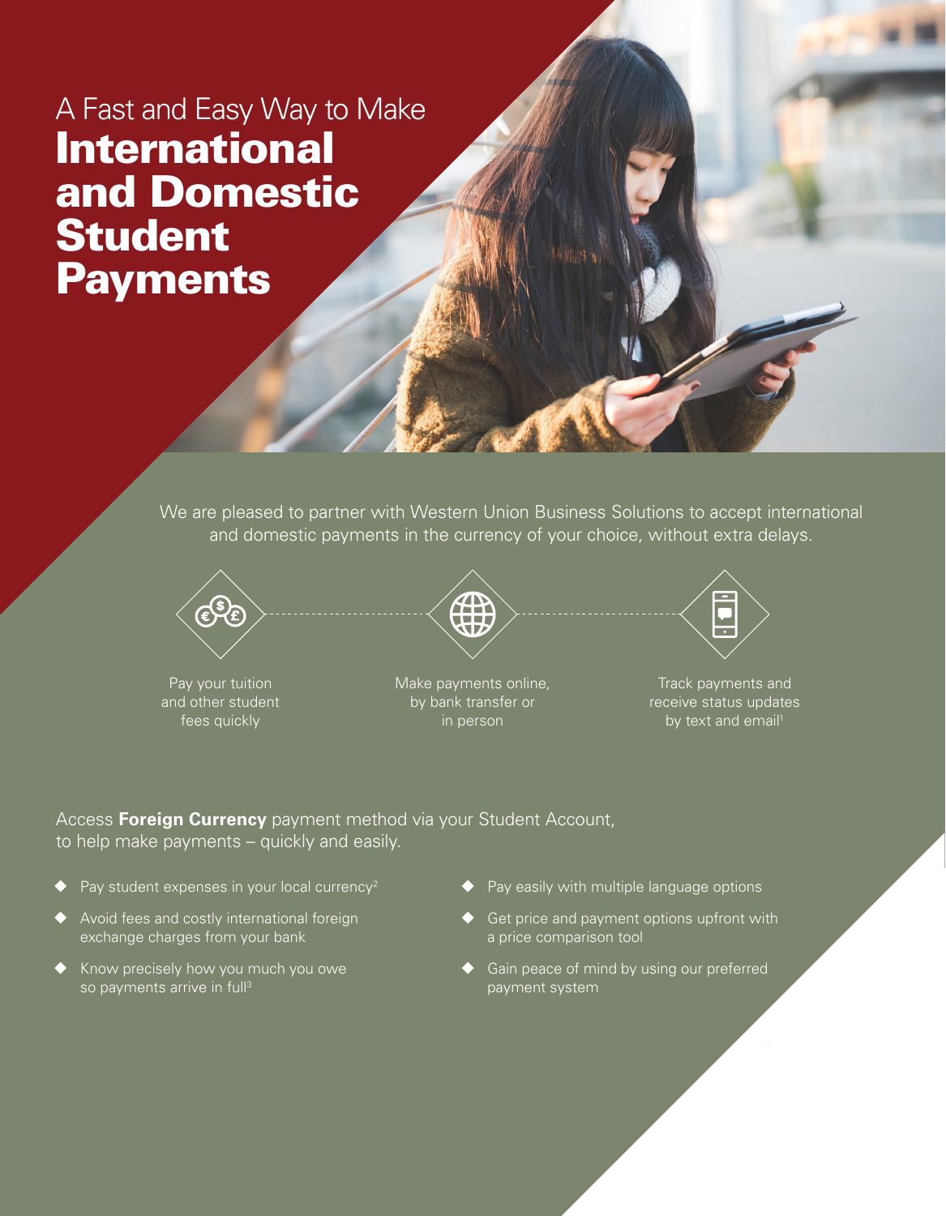# A Fast and Easy Way to Make **International and Domestic Student Payments**

We are pleased to partner with Western Union Business Solutions to accept international and domestic payments in the currency of your choice, without extra delays.

Pay your tuition and other student fees quickly

Make payments online, by bank transfer or in person

Track payments and receive status updates by text and email[1]

Access **Foreign Currency** payment method via your Student Account, to help make payments – quickly and easily.

- Pay student expenses in your local currency[2]
- Avoid fees and costly international foreign exchange charges from your bank
- Know precisely how you much you owe so payments arrive in full[3]
- Pay easily with multiple language options
- Get price and payment options upfront with a price comparison tool
- Gain peace of mind by using our preferred payment system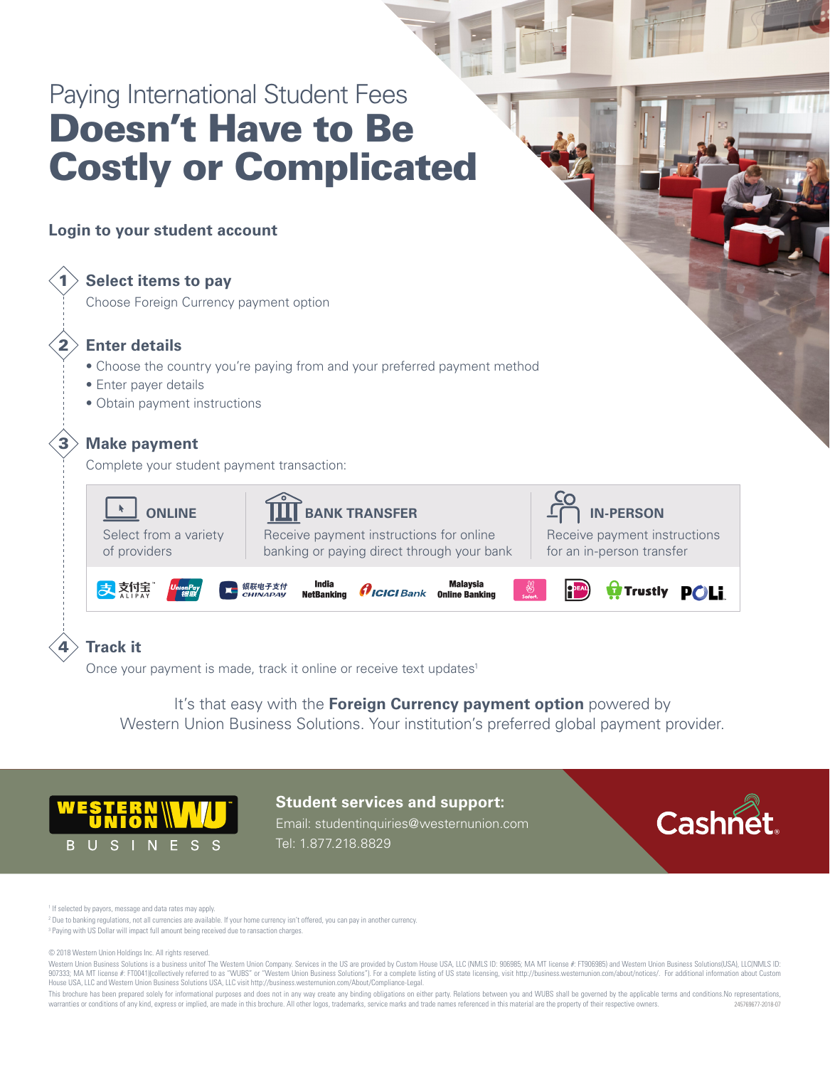Paying International Student Fees

# Doesn't Have to Be Costly or Complicated

**Login to your student account**

## 1 Select items to pay

Choose Foreign Currency payment option

## 2 Enter details

- Choose the country you're paying from and your preferred payment method
- Enter payer details
- Obtain payment instructions

## 3 Make payment

Complete your student payment transaction:

| ONLINE | BANK TRANSFER | IN-PERSON |
|---|---|---|
| Select from a variety of providers | Receive payment instructions for online banking or paying direct through your bank | Receive payment instructions for an in-person transfer |

支付宝 ALIPAY · UnionPay 银联 · 银联电子支付 CHINAPAY · India NetBanking · ICICI Bank · Malaysia Online Banking · Sofort. · iDEAL · Trustly · POLi

## 4 Track it

Once your payment is made, track it online or receive text updates[1]

It's that easy with the **Foreign Currency payment option** powered by Western Union Business Solutions. Your institution's preferred global payment provider.

WESTERN UNION WU BUSINESS

**Student services and support:**
Email: studentinquiries@westernunion.com
Tel: 1.877.218.8829

Cashnet.

[1] If selected by payors, message and data rates may apply.
[2] Due to banking regulations, not all currencies are available. If your home currency isn't offered, you can pay in another currency.
[3] Paying with US Dollar will impact full amount being received due to ransaction charges.

© 2018 Western Union Holdings Inc. All rights reserved.

Western Union Business Solutions is a business unitof The Western Union Company. Services in the US are provided by Custom House USA, LLC (NMLS ID: 906985; MA MT license #: FT906985) and Western Union Business Solutions(USA), LLC(NMLS ID: 907333; MA MT license #: FT0041)(collectively referred to as "WUBS" or "Western Union Business Solutions"). For a complete listing of US state licensing, visit http://business.westernunion.com/about/notices/. For additional information about Custom House USA, LLC and Western Union Business Solutions USA, LLC visit http://business.westernunion.com/About/Compliance-Legal.

This brochure has been prepared solely for informational purposes and does not in any way create any binding obligations on either party. Relations between you and WUBS shall be governed by the applicable terms and conditions.No representations, warranties or conditions of any kind, express or implied, are made in this brochure. All other logos, trademarks, service marks and trade names referenced in this material are the property of their respective owners. 245769677-2018-07